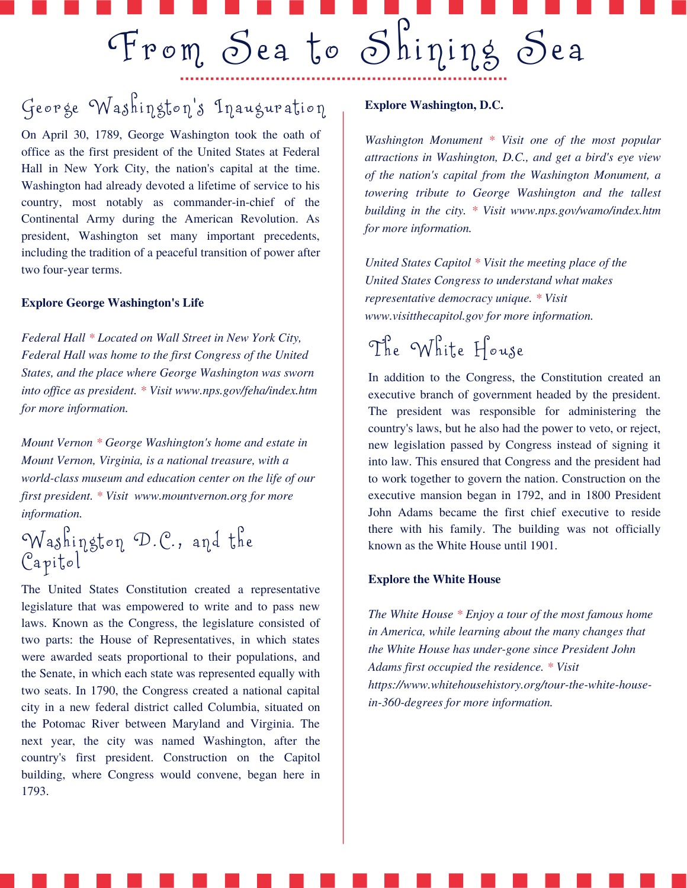# From Sea to Shining Sea

## George Washington's Inauguration

On April 30, 1789, George Washington took the oath of office as the first president of the United States at Federal Hall in New York City, the nation's capital at the time. Washington had already devoted a lifetime of service to his country, most notably as commander-in-chief of the Continental Army during the American Revolution. As president, Washington set many important precedents, including the tradition of a peaceful transition of power after two four-year terms.

**Explore George Washington's Life**

*Federal Hall * Located on Wall Street in New York City, Federal Hall was home to the first Congress of the United States, and the place where George Washington was sworn into office as president. * Visit www.nps.gov/feha/index.htm for more information.*

*Mount Vernon * George Washington's home and estate in Mount Vernon, Virginia, is a national treasure, with a world-class museum and education center on the life of our first president. * Visit www.mountvernon.org for more information.*

## Washington D.C., and the Capitol

The United States Constitution created a representative legislature that was empowered to write and to pass new laws. Known as the Congress, the legislature consisted of two parts: the House of Representatives, in which states were awarded seats proportional to their populations, and the Senate, in which each state was represented equally with two seats. In 1790, the Congress created a national capital city in a new federal district called Columbia, situated on the Potomac River between Maryland and Virginia. The next year, the city was named Washington, after the country's first president. Construction on the Capitol building, where Congress would convene, began here in 1793.

**Explore Washington, D.C.**

*Washington Monument * Visit one of the most popular attractions in Washington, D.C., and get a bird's eye view of the nation's capital from the Washington Monument, a towering tribute to George Washington and the tallest building in the city. * Visit www.nps.gov/wamo/index.htm for more information.*

*United States Capitol * Visit the meeting place of the United States Congress to understand what makes representative democracy unique. * Visit www.visitthecapitol.gov for more information.*

## The White House

In addition to the Congress, the Constitution created an executive branch of government headed by the president. The president was responsible for administering the country's laws, but he also had the power to veto, or reject, new legislation passed by Congress instead of signing it into law. This ensured that Congress and the president had to work together to govern the nation. Construction on the executive mansion began in 1792, and in 1800 President John Adams became the first chief executive to reside there with his family. The building was not officially known as the White House until 1901.

**Explore the White House**

*The White House * Enjoy a tour of the most famous home in America, while learning about the many changes that the White House has under-gone since President John Adams first occupied the residence. * Visit https://www.whitehousehistory.org/tour-the-white-house-in-360-degrees for more information.*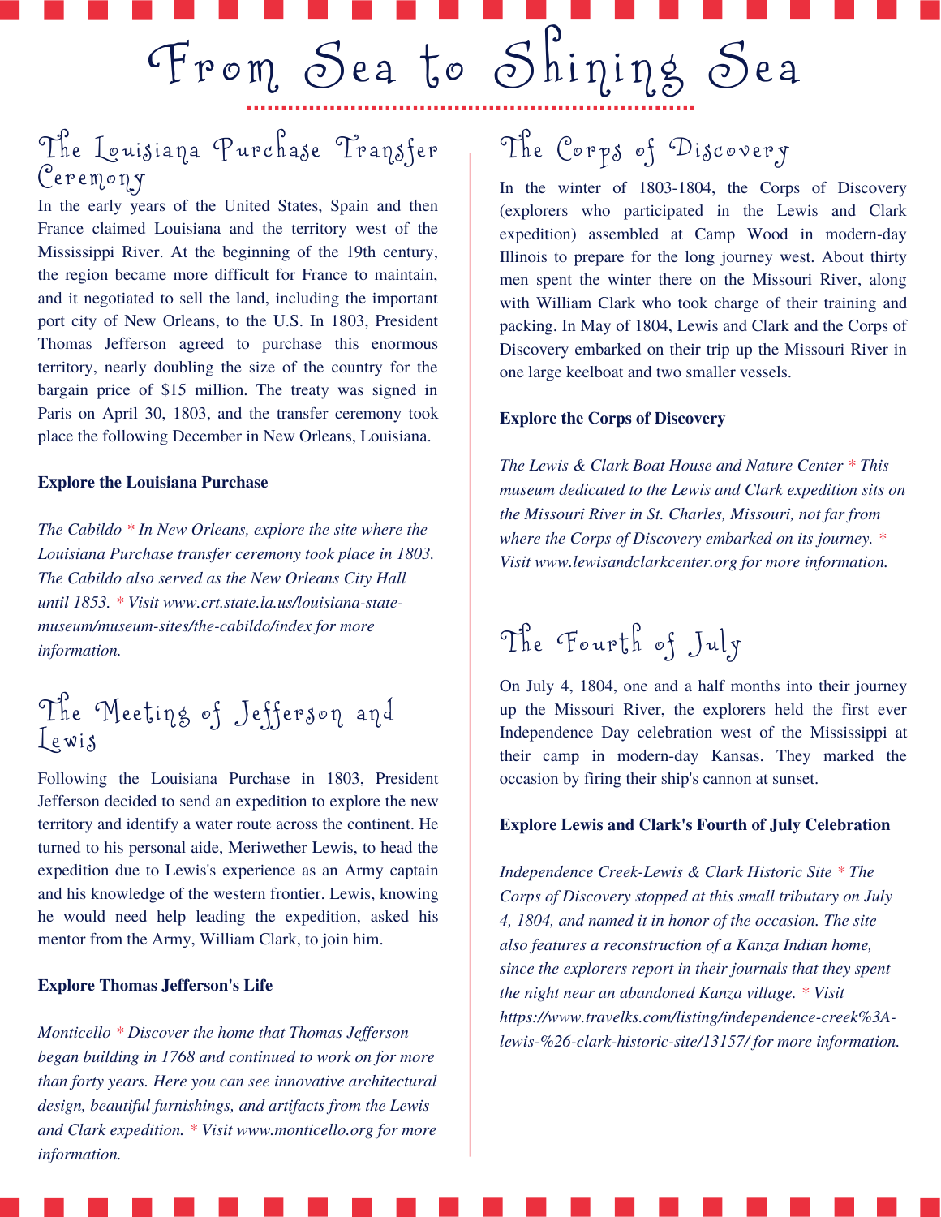# From Sea to Shining Sea

## The Louisiana Purchase Transfer Ceremony

In the early years of the United States, Spain and then France claimed Louisiana and the territory west of the Mississippi River. At the beginning of the 19th century, the region became more difficult for France to maintain, and it negotiated to sell the land, including the important port city of New Orleans, to the U.S. In 1803, President Thomas Jefferson agreed to purchase this enormous territory, nearly doubling the size of the country for the bargain price of $15 million. The treaty was signed in Paris on April 30, 1803, and the transfer ceremony took place the following December in New Orleans, Louisiana.

**Explore the Louisiana Purchase**

*The Cabildo * In New Orleans, explore the site where the Louisiana Purchase transfer ceremony took place in 1803. The Cabildo also served as the New Orleans City Hall until 1853. * Visit www.crt.state.la.us/louisiana-state-museum/museum-sites/the-cabildo/index for more information.*

## The Meeting of Jefferson and Lewis

Following the Louisiana Purchase in 1803, President Jefferson decided to send an expedition to explore the new territory and identify a water route across the continent. He turned to his personal aide, Meriwether Lewis, to head the expedition due to Lewis's experience as an Army captain and his knowledge of the western frontier. Lewis, knowing he would need help leading the expedition, asked his mentor from the Army, William Clark, to join him.

**Explore Thomas Jefferson's Life**

*Monticello * Discover the home that Thomas Jefferson began building in 1768 and continued to work on for more than forty years. Here you can see innovative architectural design, beautiful furnishings, and artifacts from the Lewis and Clark expedition. * Visit www.monticello.org for more information.*

## The Corps of Discovery

In the winter of 1803-1804, the Corps of Discovery (explorers who participated in the Lewis and Clark expedition) assembled at Camp Wood in modern-day Illinois to prepare for the long journey west. About thirty men spent the winter there on the Missouri River, along with William Clark who took charge of their training and packing. In May of 1804, Lewis and Clark and the Corps of Discovery embarked on their trip up the Missouri River in one large keelboat and two smaller vessels.

**Explore the Corps of Discovery**

*The Lewis & Clark Boat House and Nature Center * This museum dedicated to the Lewis and Clark expedition sits on the Missouri River in St. Charles, Missouri, not far from where the Corps of Discovery embarked on its journey. * Visit www.lewisandclarkcenter.org for more information.*

## The Fourth of July

On July 4, 1804, one and a half months into their journey up the Missouri River, the explorers held the first ever Independence Day celebration west of the Mississippi at their camp in modern-day Kansas. They marked the occasion by firing their ship's cannon at sunset.

**Explore Lewis and Clark's Fourth of July Celebration**

*Independence Creek-Lewis & Clark Historic Site * The Corps of Discovery stopped at this small tributary on July 4, 1804, and named it in honor of the occasion. The site also features a reconstruction of a Kanza Indian home, since the explorers report in their journals that they spent the night near an abandoned Kanza village. * Visit https://www.travelks.com/listing/independence-creek%3A-lewis-%26-clark-historic-site/13157/ for more information.*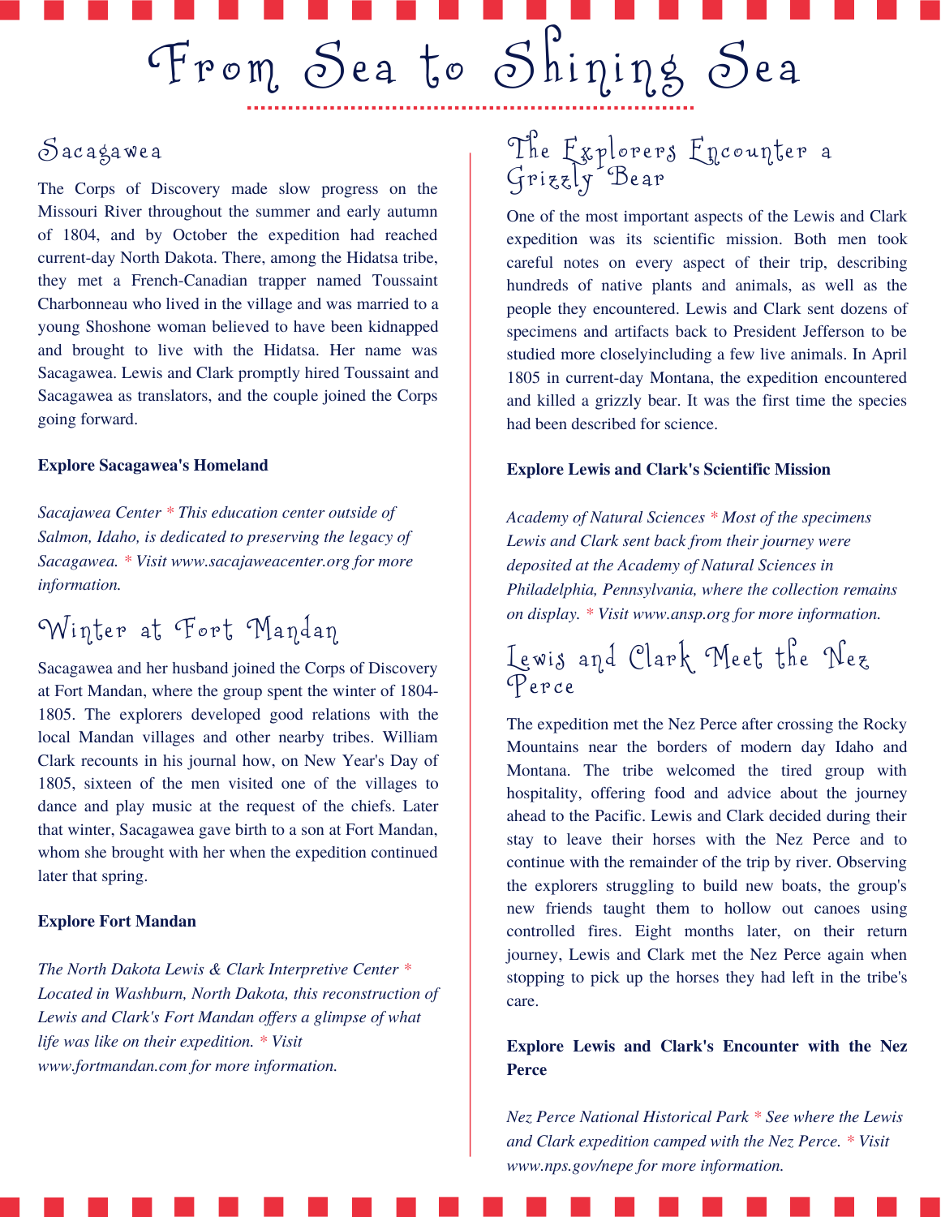# From Sea to Shining Sea

## Sacagawea

The Corps of Discovery made slow progress on the Missouri River throughout the summer and early autumn of 1804, and by October the expedition had reached current-day North Dakota. There, among the Hidatsa tribe, they met a French-Canadian trapper named Toussaint Charbonneau who lived in the village and was married to a young Shoshone woman believed to have been kidnapped and brought to live with the Hidatsa. Her name was Sacagawea. Lewis and Clark promptly hired Toussaint and Sacagawea as translators, and the couple joined the Corps going forward.

**Explore Sacagawea's Homeland**

*Sacajawea Center * This education center outside of Salmon, Idaho, is dedicated to preserving the legacy of Sacagawea. * Visit www.sacajaweacenter.org for more information.*

## Winter at Fort Mandan

Sacagawea and her husband joined the Corps of Discovery at Fort Mandan, where the group spent the winter of 1804-1805. The explorers developed good relations with the local Mandan villages and other nearby tribes. William Clark recounts in his journal how, on New Year's Day of 1805, sixteen of the men visited one of the villages to dance and play music at the request of the chiefs. Later that winter, Sacagawea gave birth to a son at Fort Mandan, whom she brought with her when the expedition continued later that spring.

**Explore Fort Mandan**

*The North Dakota Lewis & Clark Interpretive Center * Located in Washburn, North Dakota, this reconstruction of Lewis and Clark's Fort Mandan offers a glimpse of what life was like on their expedition. * Visit www.fortmandan.com for more information.*

## The Explorers Encounter a Grizzly Bear

One of the most important aspects of the Lewis and Clark expedition was its scientific mission. Both men took careful notes on every aspect of their trip, describing hundreds of native plants and animals, as well as the people they encountered. Lewis and Clark sent dozens of specimens and artifacts back to President Jefferson to be studied more closelyincluding a few live animals. In April 1805 in current-day Montana, the expedition encountered and killed a grizzly bear. It was the first time the species had been described for science.

**Explore Lewis and Clark's Scientific Mission**

*Academy of Natural Sciences * Most of the specimens Lewis and Clark sent back from their journey were deposited at the Academy of Natural Sciences in Philadelphia, Pennsylvania, where the collection remains on display. * Visit www.ansp.org for more information.*

## Lewis and Clark Meet the Nez Perce

The expedition met the Nez Perce after crossing the Rocky Mountains near the borders of modern day Idaho and Montana. The tribe welcomed the tired group with hospitality, offering food and advice about the journey ahead to the Pacific. Lewis and Clark decided during their stay to leave their horses with the Nez Perce and to continue with the remainder of the trip by river. Observing the explorers struggling to build new boats, the group's new friends taught them to hollow out canoes using controlled fires. Eight months later, on their return journey, Lewis and Clark met the Nez Perce again when stopping to pick up the horses they had left in the tribe's care.

**Explore Lewis and Clark's Encounter with the Nez Perce**

*Nez Perce National Historical Park * See where the Lewis and Clark expedition camped with the Nez Perce. * Visit www.nps.gov/nepe for more information.*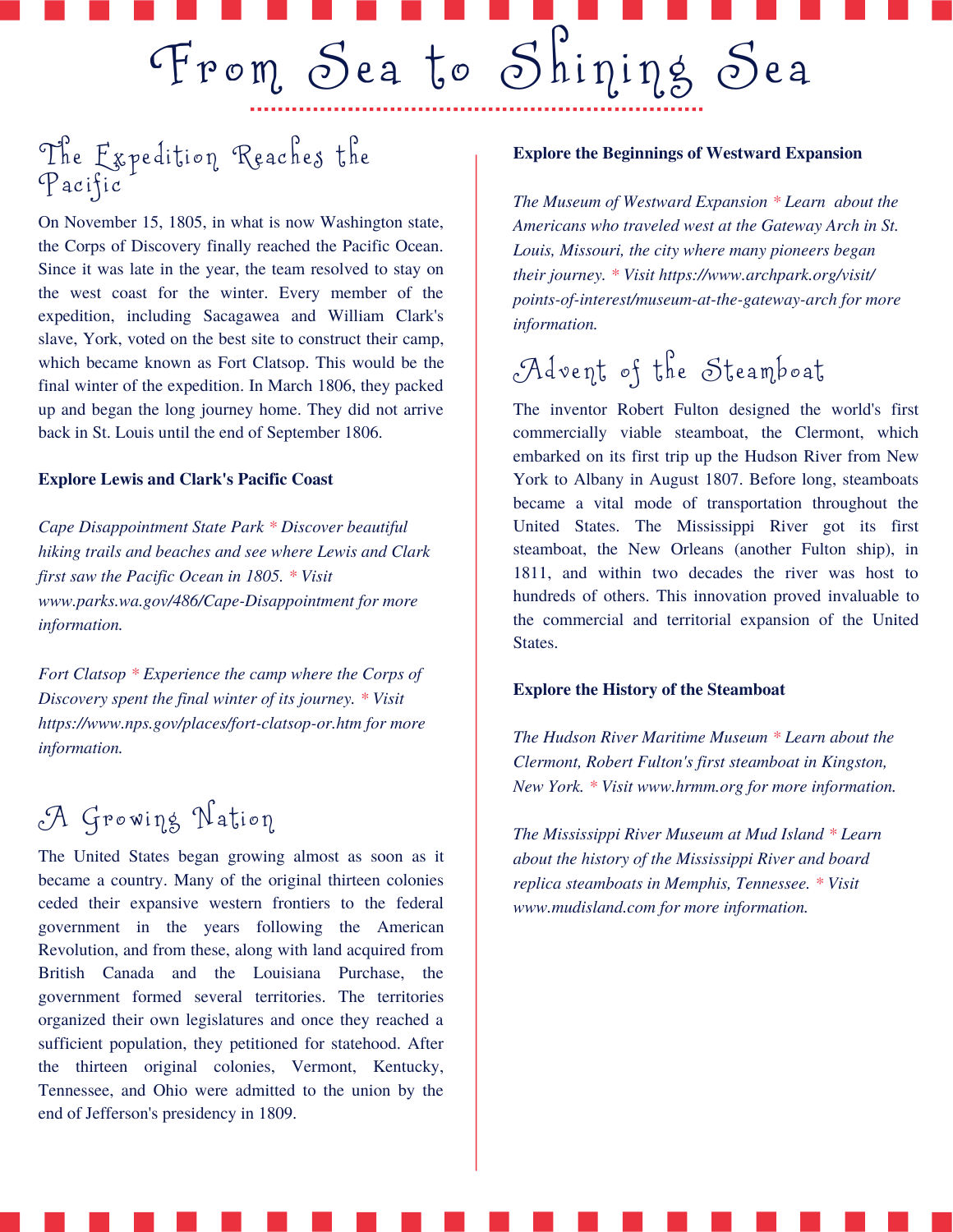# From Sea to Shining Sea

## The Expedition Reaches the Pacific

On November 15, 1805, in what is now Washington state, the Corps of Discovery finally reached the Pacific Ocean. Since it was late in the year, the team resolved to stay on the west coast for the winter. Every member of the expedition, including Sacagawea and William Clark's slave, York, voted on the best site to construct their camp, which became known as Fort Clatsop. This would be the final winter of the expedition. In March 1806, they packed up and began the long journey home. They did not arrive back in St. Louis until the end of September 1806.

**Explore Lewis and Clark's Pacific Coast**

*Cape Disappointment State Park * Discover beautiful hiking trails and beaches and see where Lewis and Clark first saw the Pacific Ocean in 1805. * Visit www.parks.wa.gov/486/Cape-Disappointment for more information.*

*Fort Clatsop * Experience the camp where the Corps of Discovery spent the final winter of its journey. * Visit https://www.nps.gov/places/fort-clatsop-or.htm for more information.*

## A Growing Nation

The United States began growing almost as soon as it became a country. Many of the original thirteen colonies ceded their expansive western frontiers to the federal government in the years following the American Revolution, and from these, along with land acquired from British Canada and the Louisiana Purchase, the government formed several territories. The territories organized their own legislatures and once they reached a sufficient population, they petitioned for statehood. After the thirteen original colonies, Vermont, Kentucky, Tennessee, and Ohio were admitted to the union by the end of Jefferson's presidency in 1809.

**Explore the Beginnings of Westward Expansion**

*The Museum of Westward Expansion * Learn about the Americans who traveled west at the Gateway Arch in St. Louis, Missouri, the city where many pioneers began their journey. * Visit https://www.archpark.org/visit/points-of-interest/museum-at-the-gateway-arch for more information.*

## Advent of the Steamboat

The inventor Robert Fulton designed the world's first commercially viable steamboat, the Clermont, which embarked on its first trip up the Hudson River from New York to Albany in August 1807. Before long, steamboats became a vital mode of transportation throughout the United States. The Mississippi River got its first steamboat, the New Orleans (another Fulton ship), in 1811, and within two decades the river was host to hundreds of others. This innovation proved invaluable to the commercial and territorial expansion of the United States.

**Explore the History of the Steamboat**

*The Hudson River Maritime Museum * Learn about the Clermont, Robert Fulton's first steamboat in Kingston, New York. * Visit www.hrmm.org for more information.*

*The Mississippi River Museum at Mud Island * Learn about the history of the Mississippi River and board replica steamboats in Memphis, Tennessee. * Visit www.mudisland.com for more information.*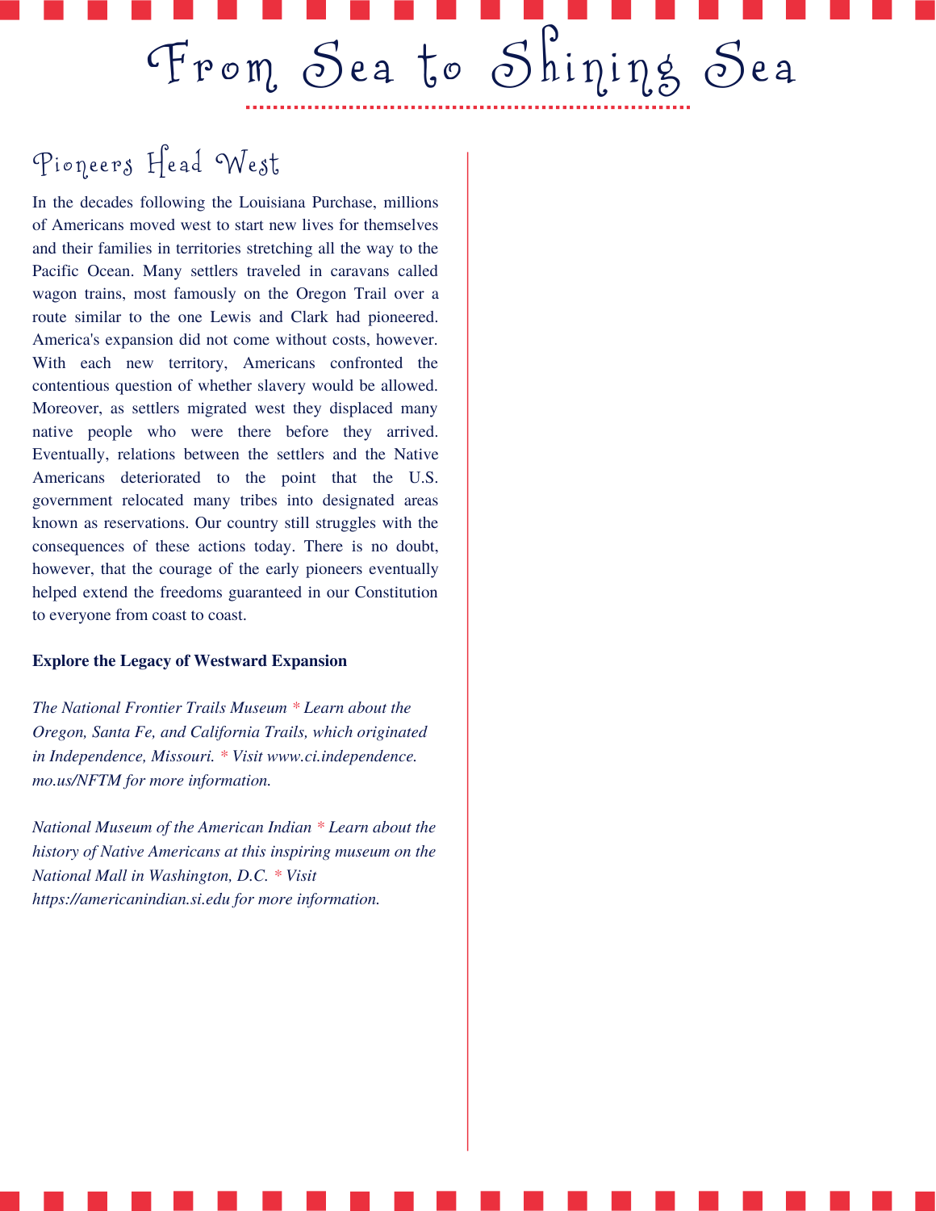# From Sea to Shining Sea

## Pioneers Head West

In the decades following the Louisiana Purchase, millions of Americans moved west to start new lives for themselves and their families in territories stretching all the way to the Pacific Ocean. Many settlers traveled in caravans called wagon trains, most famously on the Oregon Trail over a route similar to the one Lewis and Clark had pioneered. America's expansion did not come without costs, however. With each new territory, Americans confronted the contentious question of whether slavery would be allowed. Moreover, as settlers migrated west they displaced many native people who were there before they arrived. Eventually, relations between the settlers and the Native Americans deteriorated to the point that the U.S. government relocated many tribes into designated areas known as reservations. Our country still struggles with the consequences of these actions today. There is no doubt, however, that the courage of the early pioneers eventually helped extend the freedoms guaranteed in our Constitution to everyone from coast to coast.

**Explore the Legacy of Westward Expansion**

*The National Frontier Trails Museum * Learn about the Oregon, Santa Fe, and California Trails, which originated in Independence, Missouri. * Visit www.ci.independence.mo.us/NFTM for more information.*

*National Museum of the American Indian * Learn about the history of Native Americans at this inspiring museum on the National Mall in Washington, D.C. * Visit https://americanindian.si.edu for more information.*